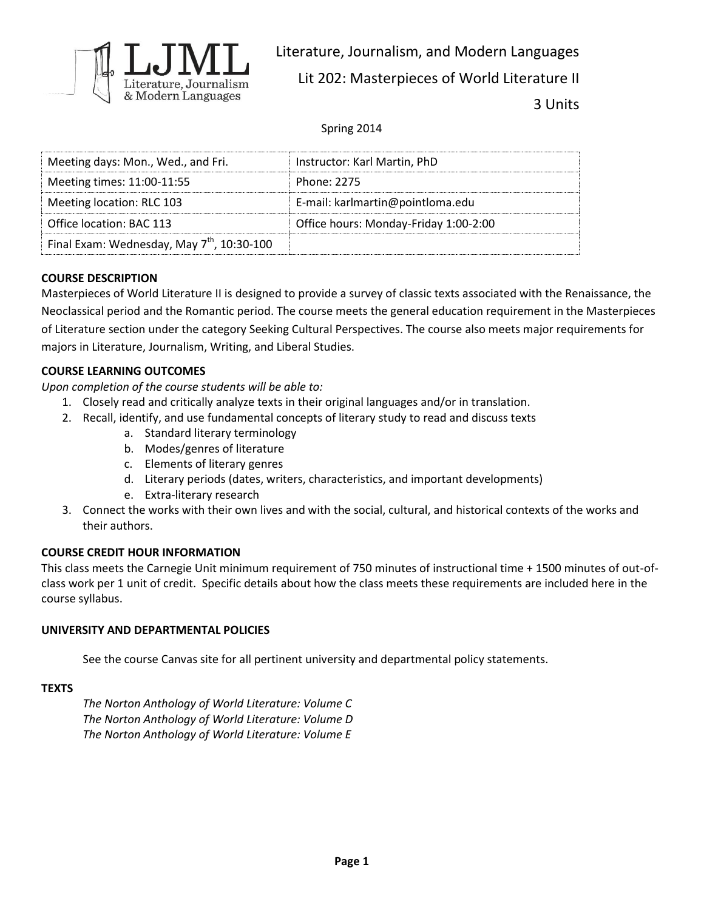Literature, Journalism, and Modern Languages

Lit 202: Masterpieces of World Literature II

3 Units

Spring 2014

| Meeting days: Mon., Wed., and Fri. | Instructor: Karl Martin, PhD |
|---|---|
| Meeting times: 11:00-11:55 | Phone: 2275 |
| Meeting location: RLC 103 | E-mail: karlmartin@pointloma.edu |
| Office location: BAC 113 | Office hours: Monday-Friday 1:00-2:00 |
| Final Exam: Wednesday, May 7th, 10:30-100 | |

**COURSE DESCRIPTION**

Masterpieces of World Literature II is designed to provide a survey of classic texts associated with the Renaissance, the Neoclassical period and the Romantic period. The course meets the general education requirement in the Masterpieces of Literature section under the category Seeking Cultural Perspectives. The course also meets major requirements for majors in Literature, Journalism, Writing, and Liberal Studies.

**COURSE LEARNING OUTCOMES**

*Upon completion of the course students will be able to:*

1. Closely read and critically analyze texts in their original languages and/or in translation.
2. Recall, identify, and use fundamental concepts of literary study to read and discuss texts
   a. Standard literary terminology
   b. Modes/genres of literature
   c. Elements of literary genres
   d. Literary periods (dates, writers, characteristics, and important developments)
   e. Extra-literary research
3. Connect the works with their own lives and with the social, cultural, and historical contexts of the works and their authors.

**COURSE CREDIT HOUR INFORMATION**

This class meets the Carnegie Unit minimum requirement of 750 minutes of instructional time + 1500 minutes of out-of-class work per 1 unit of credit. Specific details about how the class meets these requirements are included here in the course syllabus.

**UNIVERSITY AND DEPARTMENTAL POLICIES**

See the course Canvas site for all pertinent university and departmental policy statements.

**TEXTS**

*The Norton Anthology of World Literature: Volume C*
*The Norton Anthology of World Literature: Volume D*
*The Norton Anthology of World Literature: Volume E*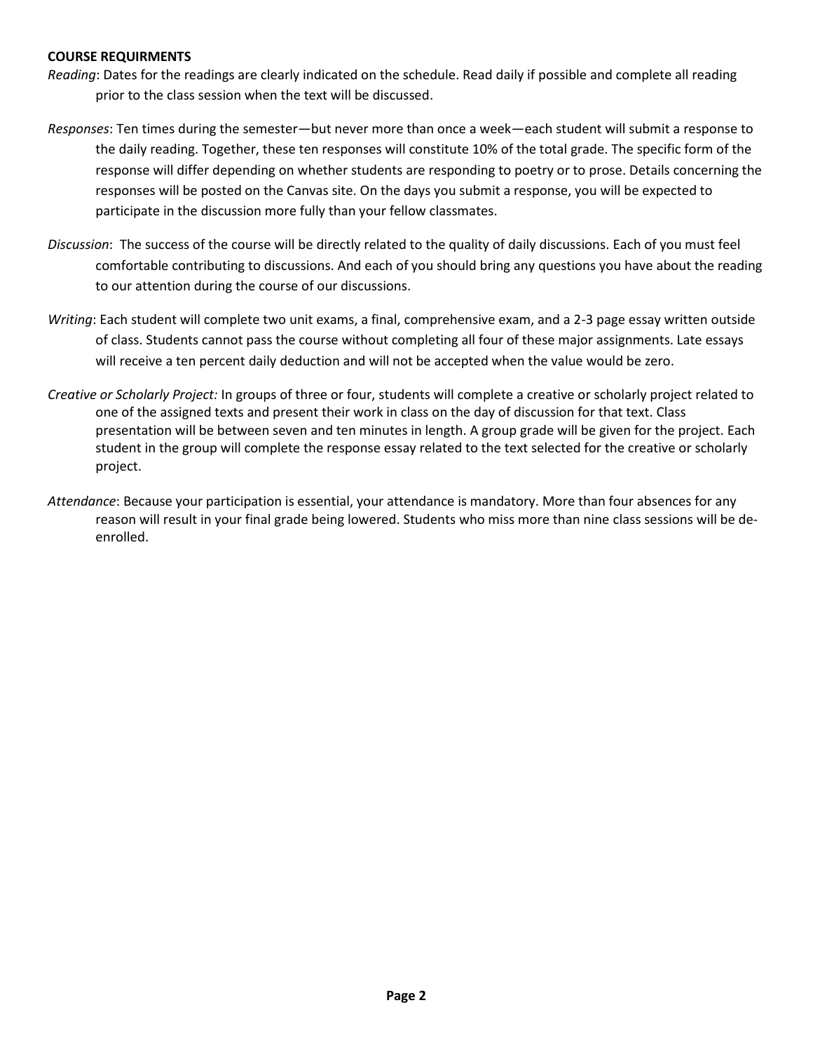**COURSE REQUIRMENTS**

*Reading*: Dates for the readings are clearly indicated on the schedule. Read daily if possible and complete all reading prior to the class session when the text will be discussed.

*Responses*: Ten times during the semester—but never more than once a week—each student will submit a response to the daily reading. Together, these ten responses will constitute 10% of the total grade. The specific form of the response will differ depending on whether students are responding to poetry or to prose. Details concerning the responses will be posted on the Canvas site. On the days you submit a response, you will be expected to participate in the discussion more fully than your fellow classmates.

*Discussion*: The success of the course will be directly related to the quality of daily discussions. Each of you must feel comfortable contributing to discussions. And each of you should bring any questions you have about the reading to our attention during the course of our discussions.

*Writing*: Each student will complete two unit exams, a final, comprehensive exam, and a 2-3 page essay written outside of class. Students cannot pass the course without completing all four of these major assignments. Late essays will receive a ten percent daily deduction and will not be accepted when the value would be zero.

*Creative or Scholarly Project:* In groups of three or four, students will complete a creative or scholarly project related to one of the assigned texts and present their work in class on the day of discussion for that text. Class presentation will be between seven and ten minutes in length. A group grade will be given for the project. Each student in the group will complete the response essay related to the text selected for the creative or scholarly project.

*Attendance*: Because your participation is essential, your attendance is mandatory. More than four absences for any reason will result in your final grade being lowered. Students who miss more than nine class sessions will be de-enrolled.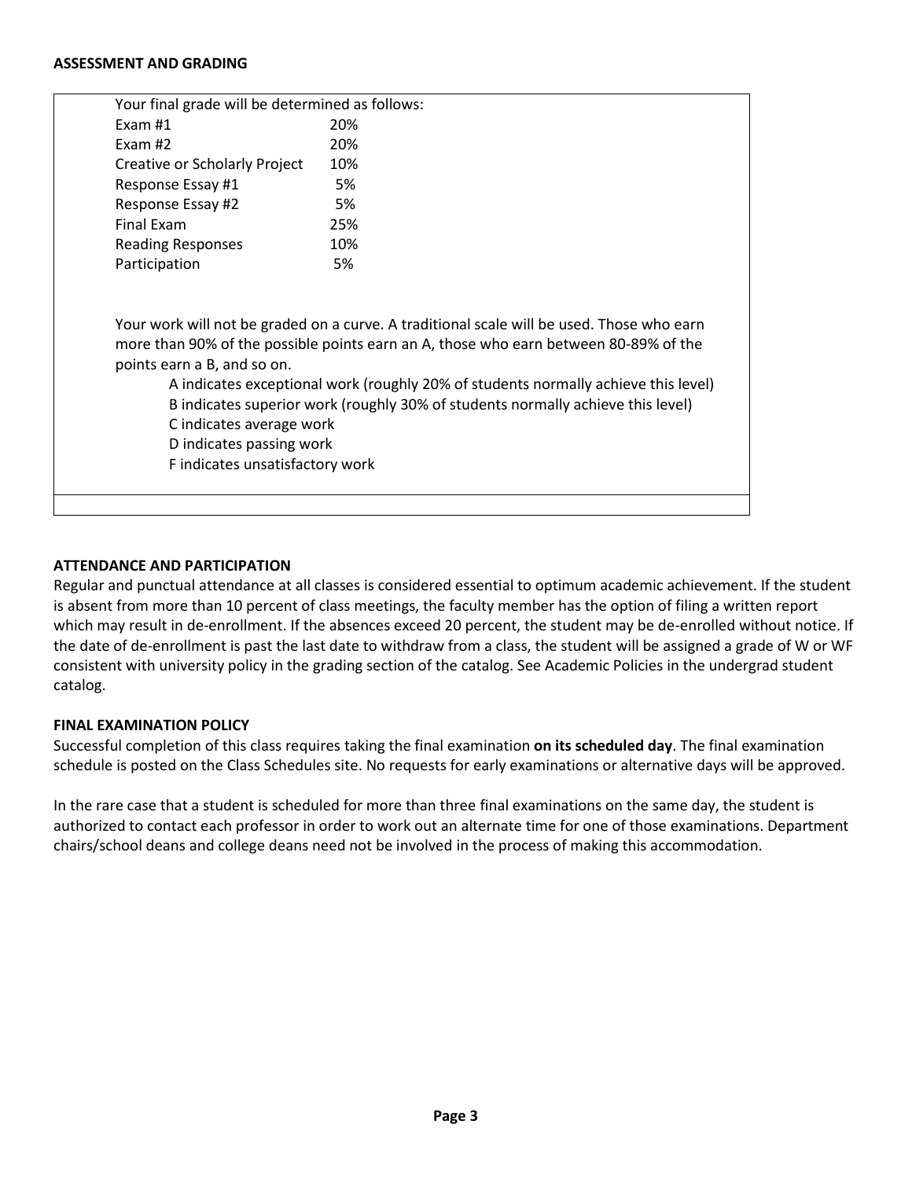### ASSESSMENT AND GRADING

Your final grade will be determined as follows:

| Component | Weight |
|---|---|
| Exam #1 | 20% |
| Exam #2 | 20% |
| Creative or Scholarly Project | 10% |
| Response Essay #1 | 5% |
| Response Essay #2 | 5% |
| Final Exam | 25% |
| Reading Responses | 10% |
| Participation | 5% |

Your work will not be graded on a curve. A traditional scale will be used. Those who earn more than 90% of the possible points earn an A, those who earn between 80-89% of the points earn a B, and so on.

- A indicates exceptional work (roughly 20% of students normally achieve this level)
- B indicates superior work (roughly 30% of students normally achieve this level)
- C indicates average work
- D indicates passing work
- F indicates unsatisfactory work

### ATTENDANCE AND PARTICIPATION

Regular and punctual attendance at all classes is considered essential to optimum academic achievement. If the student is absent from more than 10 percent of class meetings, the faculty member has the option of filing a written report which may result in de-enrollment. If the absences exceed 20 percent, the student may be de-enrolled without notice. If the date of de-enrollment is past the last date to withdraw from a class, the student will be assigned a grade of W or WF consistent with university policy in the grading section of the catalog. See Academic Policies in the undergrad student catalog.

### FINAL EXAMINATION POLICY

Successful completion of this class requires taking the final examination **on its scheduled day**. The final examination schedule is posted on the Class Schedules site. No requests for early examinations or alternative days will be approved.

In the rare case that a student is scheduled for more than three final examinations on the same day, the student is authorized to contact each professor in order to work out an alternate time for one of those examinations. Department chairs/school deans and college deans need not be involved in the process of making this accommodation.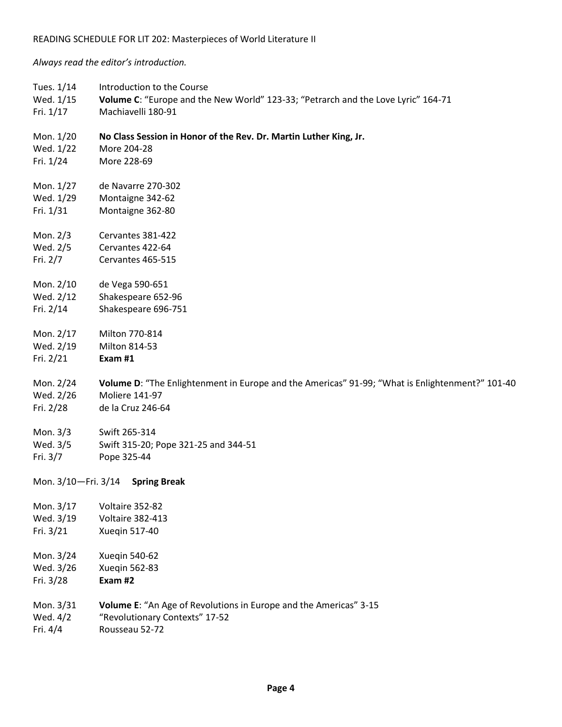READING SCHEDULE FOR LIT 202: Masterpieces of World Literature II

*Always read the editor's introduction.*

| | |
|---|---|
| Tues. 1/14 | Introduction to the Course |
| Wed. 1/15 | **Volume C**: "Europe and the New World" 123-33; "Petrarch and the Love Lyric" 164-71 |
| Fri. 1/17 | Machiavelli 180-91 |
| Mon. 1/20 | **No Class Session in Honor of the Rev. Dr. Martin Luther King, Jr.** |
| Wed. 1/22 | More 204-28 |
| Fri. 1/24 | More 228-69 |
| Mon. 1/27 | de Navarre 270-302 |
| Wed. 1/29 | Montaigne 342-62 |
| Fri. 1/31 | Montaigne 362-80 |
| Mon. 2/3 | Cervantes 381-422 |
| Wed. 2/5 | Cervantes 422-64 |
| Fri. 2/7 | Cervantes 465-515 |
| Mon. 2/10 | de Vega 590-651 |
| Wed. 2/12 | Shakespeare 652-96 |
| Fri. 2/14 | Shakespeare 696-751 |
| Mon. 2/17 | Milton 770-814 |
| Wed. 2/19 | Milton 814-53 |
| Fri. 2/21 | **Exam #1** |
| Mon. 2/24 | **Volume D**: "The Enlightenment in Europe and the Americas" 91-99; "What is Enlightenment?" 101-40 |
| Wed. 2/26 | Moliere 141-97 |
| Fri. 2/28 | de la Cruz 246-64 |
| Mon. 3/3 | Swift 265-314 |
| Wed. 3/5 | Swift 315-20; Pope 321-25 and 344-51 |
| Fri. 3/7 | Pope 325-44 |
| Mon. 3/10—Fri. 3/14 | **Spring Break** |
| Mon. 3/17 | Voltaire 352-82 |
| Wed. 3/19 | Voltaire 382-413 |
| Fri. 3/21 | Xueqin 517-40 |
| Mon. 3/24 | Xueqin 540-62 |
| Wed. 3/26 | Xueqin 562-83 |
| Fri. 3/28 | **Exam #2** |
| Mon. 3/31 | **Volume E**: "An Age of Revolutions in Europe and the Americas" 3-15 |
| Wed. 4/2 | "Revolutionary Contexts" 17-52 |
| Fri. 4/4 | Rousseau 52-72 |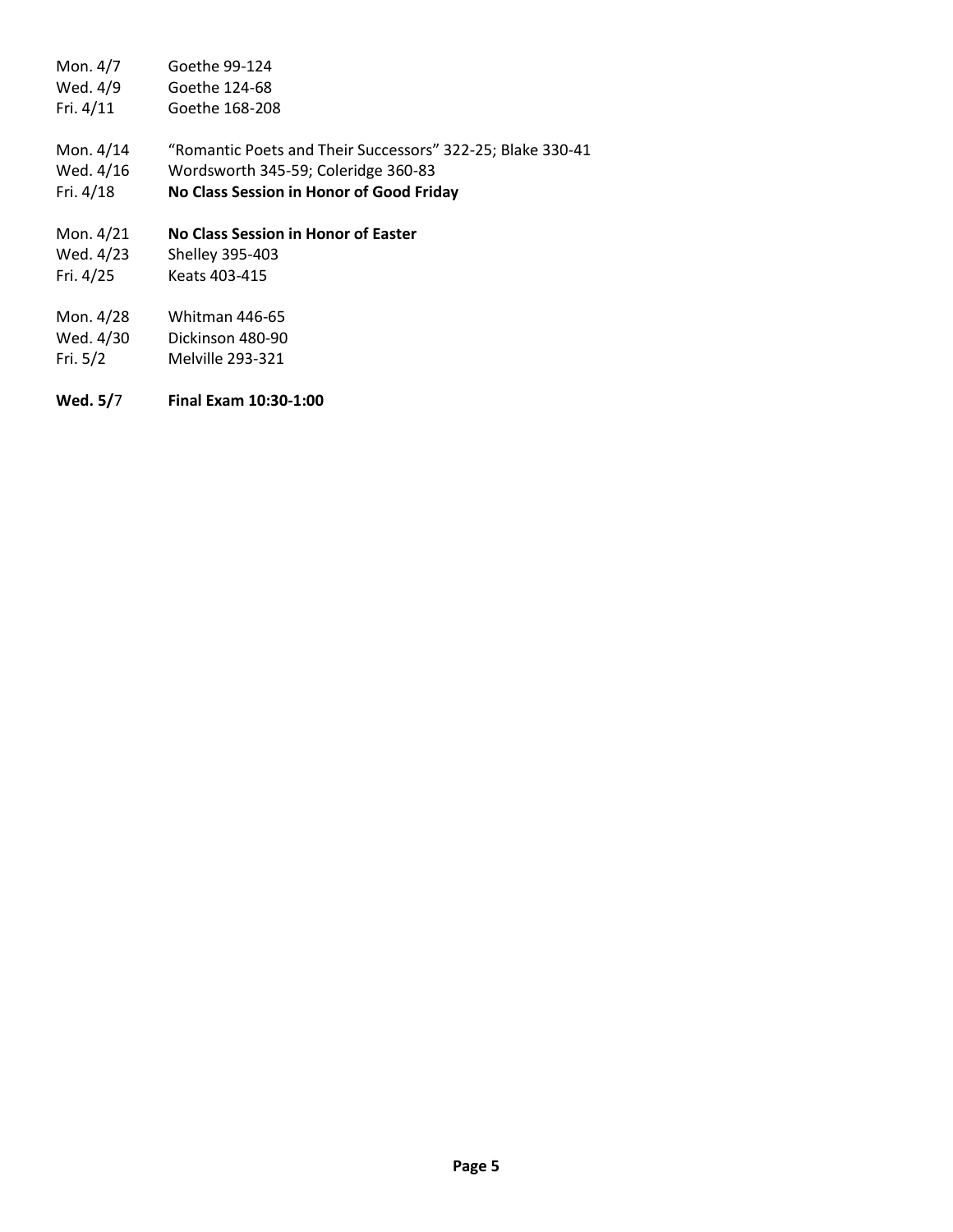| | |
|---|---|
| Mon. 4/7 | Goethe 99-124 |
| Wed. 4/9 | Goethe 124-68 |
| Fri. 4/11 | Goethe 168-208 |
| Mon. 4/14 | “Romantic Poets and Their Successors” 322-25; Blake 330-41 |
| Wed. 4/16 | Wordsworth 345-59; Coleridge 360-83 |
| Fri. 4/18 | **No Class Session in Honor of Good Friday** |
| Mon. 4/21 | **No Class Session in Honor of Easter** |
| Wed. 4/23 | Shelley 395-403 |
| Fri. 4/25 | Keats 403-415 |
| Mon. 4/28 | Whitman 446-65 |
| Wed. 4/30 | Dickinson 480-90 |
| Fri. 5/2 | Melville 293-321 |
| **Wed. 5/**7 | **Final Exam 10:30-1:00** |